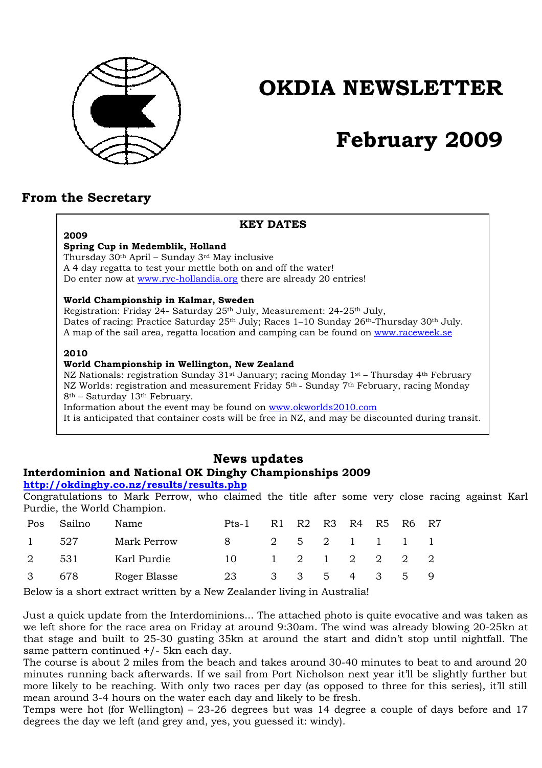# OKDIA NEWSLETTER

# February 2009

## From the Secretary

**KEY DATES**

**2009**

**Spring Cup in Medemblik, Holland**
Thursday 30th April – Sunday 3rd May inclusive
A 4 day regatta to test your mettle both on and off the water!
Do enter now at www.ryc-hollandia.org there are already 20 entries!

**World Championship in Kalmar, Sweden**
Registration: Friday 24- Saturday 25th July, Measurement: 24-25th July,
Dates of racing: Practice Saturday 25th July; Races 1–10 Sunday 26th-Thursday 30th July.
A map of the sail area, regatta location and camping can be found on www.raceweek.se

**2010**

**World Championship in Wellington, New Zealand**
NZ Nationals: registration Sunday 31st January; racing Monday 1st – Thursday 4th February
NZ Worlds: registration and measurement Friday 5th - Sunday 7th February, racing Monday 8th – Saturday 13th February.
Information about the event may be found on www.okworlds2010.com
It is anticipated that container costs will be free in NZ, and may be discounted during transit.

## News updates

### Interdominion and National OK Dinghy Championships 2009

**http://okdinghy.co.nz/results/results.php**

Congratulations to Mark Perrow, who claimed the title after some very close racing against Karl Purdie, the World Champion.

| Pos | Sailno | Name | Pts-1 | R1 | R2 | R3 | R4 | R5 | R6 | R7 |
|---|---|---|---|---|---|---|---|---|---|---|
| 1 | 527 | Mark Perrow | 8 | 2 | 5 | 2 | 1 | 1 | 1 | 1 |
| 2 | 531 | Karl Purdie | 10 | 1 | 2 | 1 | 2 | 2 | 2 | 2 |
| 3 | 678 | Roger Blasse | 23 | 3 | 3 | 5 | 4 | 3 | 5 | 9 |

Below is a short extract written by a New Zealander living in Australia!

Just a quick update from the Interdominions... The attached photo is quite evocative and was taken as we left shore for the race area on Friday at around 9:30am. The wind was already blowing 20-25kn at that stage and built to 25-30 gusting 35kn at around the start and didn't stop until nightfall. The same pattern continued +/- 5kn each day.

The course is about 2 miles from the beach and takes around 30-40 minutes to beat to and around 20 minutes running back afterwards. If we sail from Port Nicholson next year it'll be slightly further but more likely to be reaching. With only two races per day (as opposed to three for this series), it'll still mean around 3-4 hours on the water each day and likely to be fresh.

Temps were hot (for Wellington) – 23-26 degrees but was 14 degree a couple of days before and 17 degrees the day we left (and grey and, yes, you guessed it: windy).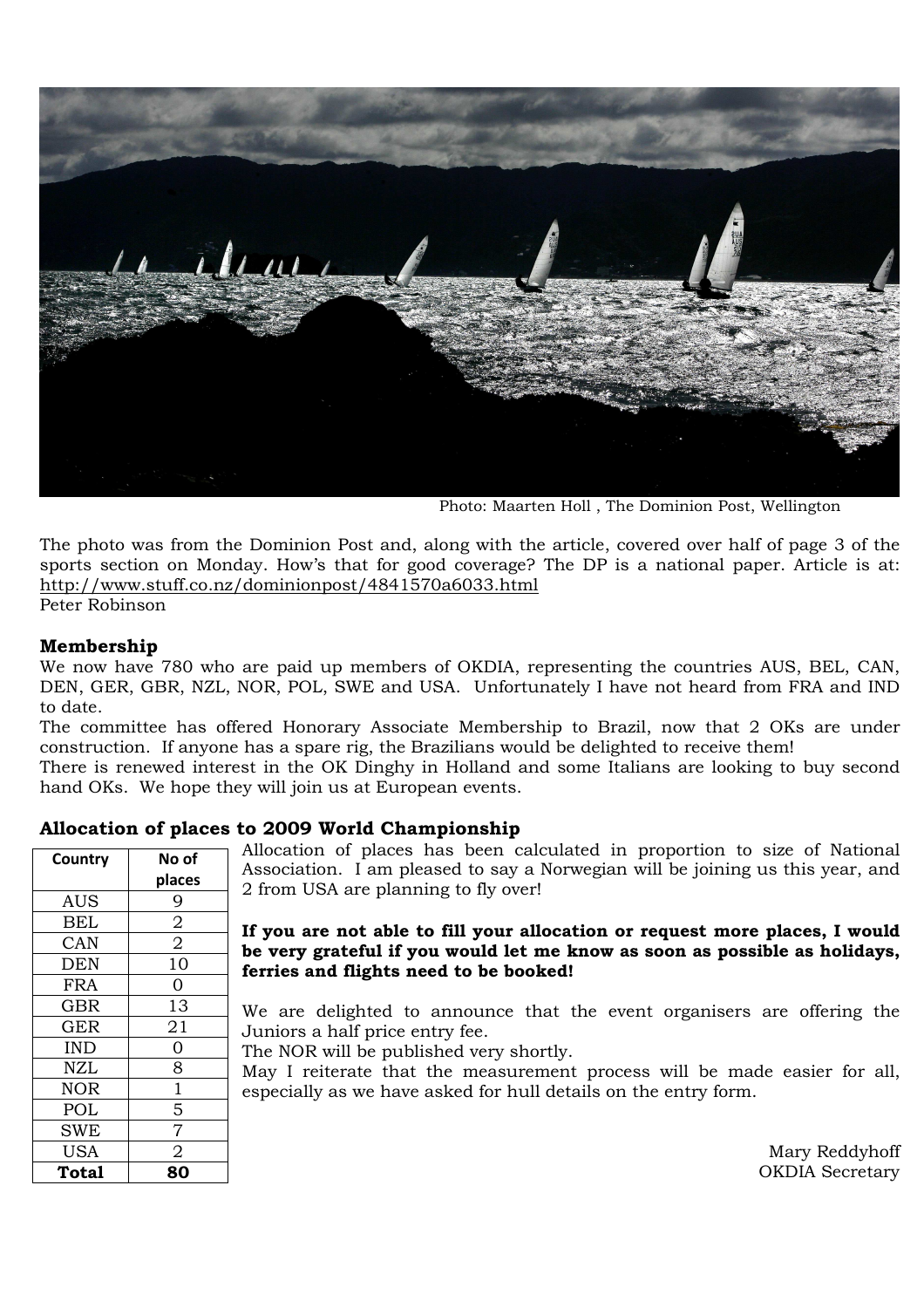Photo: Maarten Holl , The Dominion Post, Wellington

The photo was from the Dominion Post and, along with the article, covered over half of page 3 of the sports section on Monday. How's that for good coverage? The DP is a national paper. Article is at: http://www.stuff.co.nz/dominionpost/4841570a6033.html
Peter Robinson

### Membership

We now have 780 who are paid up members of OKDIA, representing the countries AUS, BEL, CAN, DEN, GER, GBR, NZL, NOR, POL, SWE and USA. Unfortunately I have not heard from FRA and IND to date.
The committee has offered Honorary Associate Membership to Brazil, now that 2 OKs are under construction. If anyone has a spare rig, the Brazilians would be delighted to receive them!
There is renewed interest in the OK Dinghy in Holland and some Italians are looking to buy second hand OKs. We hope they will join us at European events.

### Allocation of places to 2009 World Championship

| Country | No of places |
|---|---|
| AUS | 9 |
| BEL | 2 |
| CAN | 2 |
| DEN | 10 |
| FRA | 0 |
| GBR | 13 |
| GER | 21 |
| IND | 0 |
| NZL | 8 |
| NOR | 1 |
| POL | 5 |
| SWE | 7 |
| USA | 2 |
| **Total** | **80** |

Allocation of places has been calculated in proportion to size of National Association. I am pleased to say a Norwegian will be joining us this year, and 2 from USA are planning to fly over!

**If you are not able to fill your allocation or request more places, I would be very grateful if you would let me know as soon as possible as holidays, ferries and flights need to be booked!**

We are delighted to announce that the event organisers are offering the Juniors a half price entry fee.
The NOR will be published very shortly.
May I reiterate that the measurement process will be made easier for all, especially as we have asked for hull details on the entry form.

Mary Reddyhoff
OKDIA Secretary